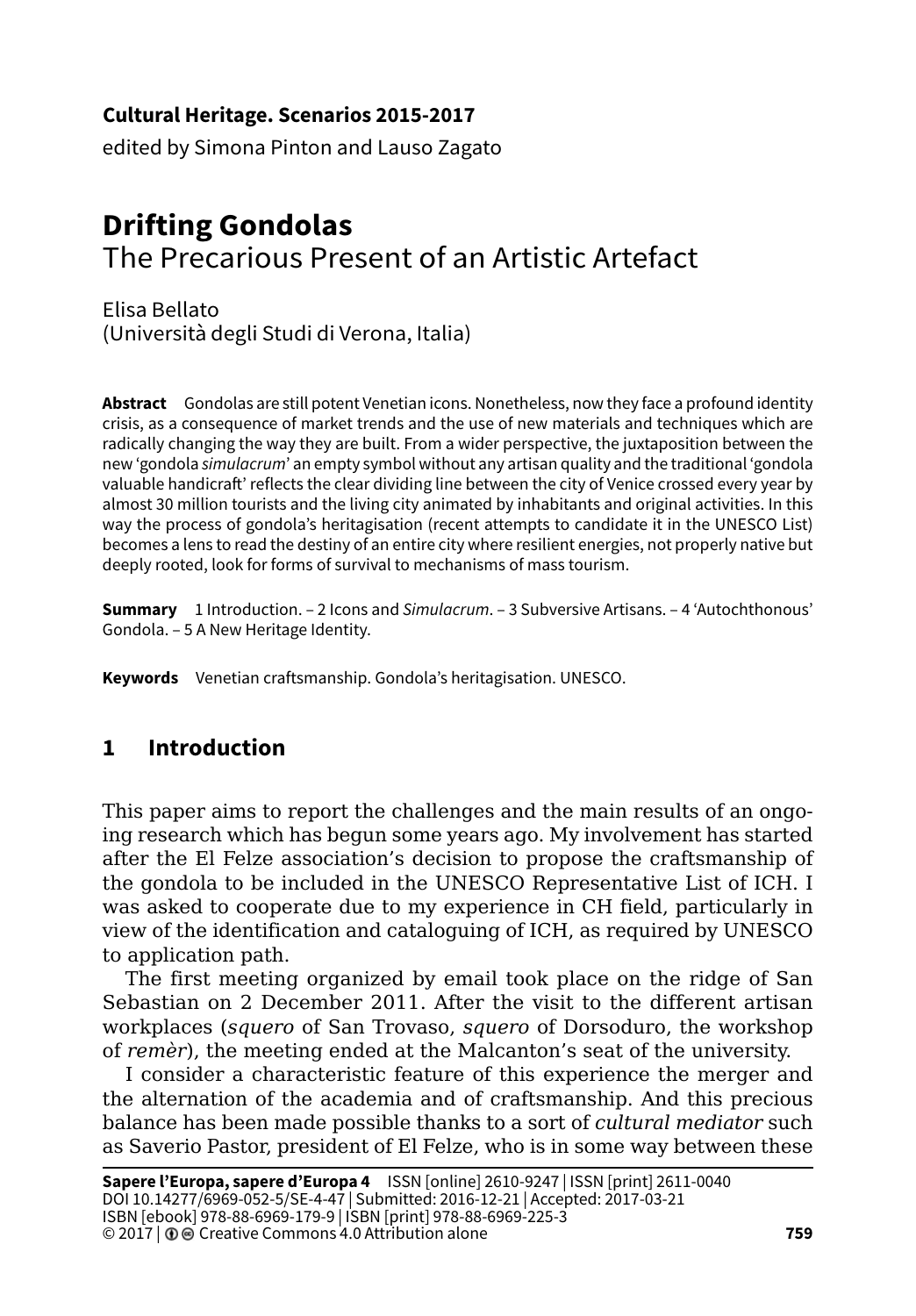**Cultural Heritage. Scenarios 2015-2017**
edited by Simona Pinton and Lauso Zagato

# Drifting Gondolas
## The Precarious Present of an Artistic Artefact

Elisa Bellato
(Università degli Studi di Verona, Italia)

**Abstract** Gondolas are still potent Venetian icons. Nonetheless, now they face a profound identity crisis, as a consequence of market trends and the use of new materials and techniques which are radically changing the way they are built. From a wider perspective, the juxtaposition between the new 'gondola *simulacrum*' an empty symbol without any artisan quality and the traditional 'gondola valuable handicraft' reflects the clear dividing line between the city of Venice crossed every year by almost 30 million tourists and the living city animated by inhabitants and original activities. In this way the process of gondola's heritagisation (recent attempts to candidate it in the UNESCO List) becomes a lens to read the destiny of an entire city where resilient energies, not properly native but deeply rooted, look for forms of survival to mechanisms of mass tourism.

**Summary** 1 Introduction. – 2 Icons and *Simulacrum*. – 3 Subversive Artisans. – 4 'Autochthonous' Gondola. – 5 A New Heritage Identity.

**Keywords** Venetian craftsmanship. Gondola's heritagisation. UNESCO.

## 1 Introduction

This paper aims to report the challenges and the main results of an ongoing research which has begun some years ago. My involvement has started after the El Felze association's decision to propose the craftsmanship of the gondola to be included in the UNESCO Representative List of ICH. I was asked to cooperate due to my experience in CH field, particularly in view of the identification and cataloguing of ICH, as required by UNESCO to application path.

The first meeting organized by email took place on the ridge of San Sebastian on 2 December 2011. After the visit to the different artisan workplaces (*squero* of San Trovaso, *squero* of Dorsoduro, the workshop of *remèr*), the meeting ended at the Malcanton's seat of the university.

I consider a characteristic feature of this experience the merger and the alternation of the academia and of craftsmanship. And this precious balance has been made possible thanks to a sort of *cultural mediator* such as Saverio Pastor, president of El Felze, who is in some way between these

**Sapere l'Europa, sapere d'Europa 4** ISSN [online] 2610-9247 | ISSN [print] 2611-0040
DOI 10.14277/6969-052-5/SE-4-47 | Submitted: 2016-12-21 | Accepted: 2017-03-21
ISBN [ebook] 978-88-6969-179-9 | ISBN [print] 978-88-6969-225-3
© 2017 | Creative Commons 4.0 Attribution alone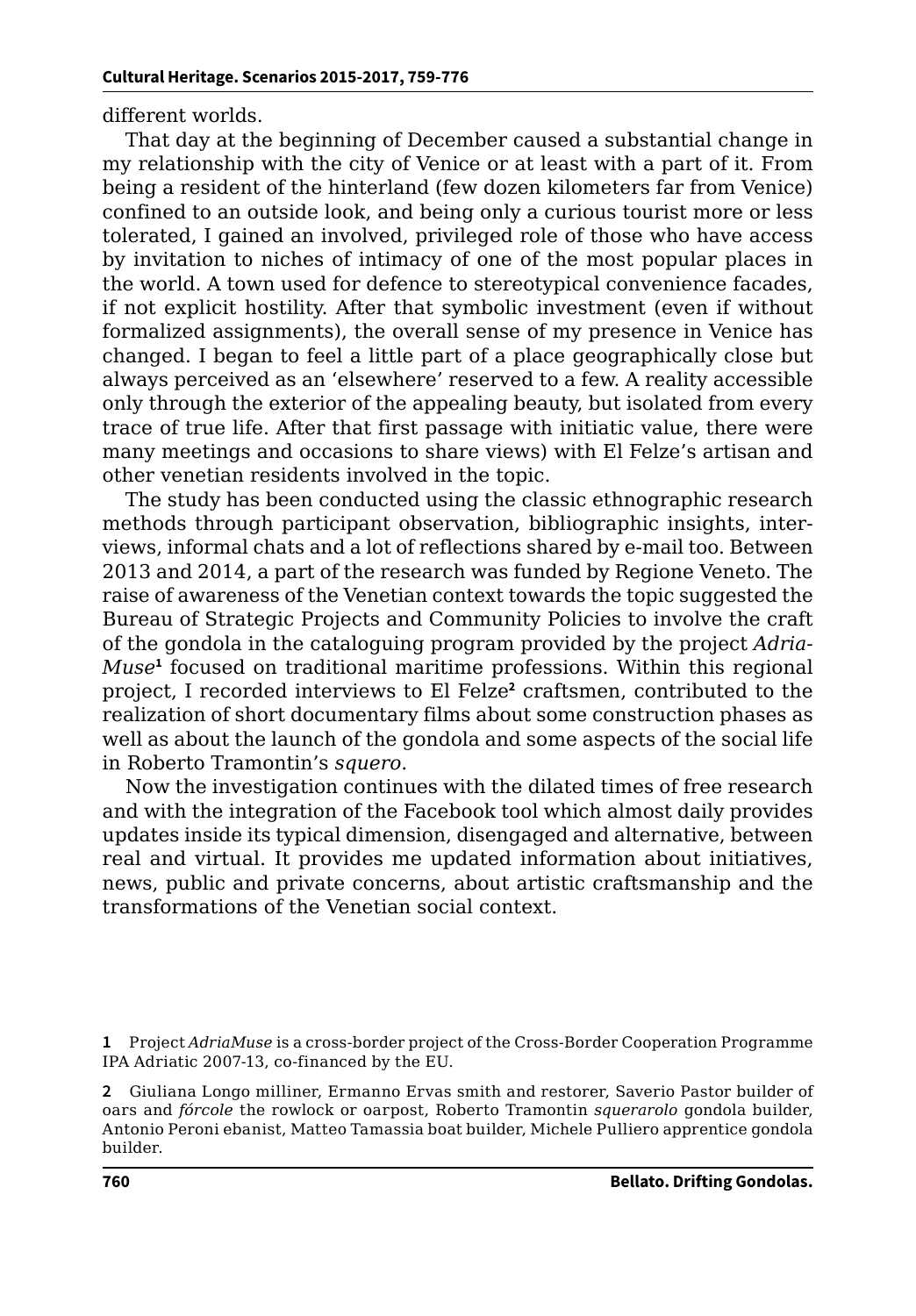different worlds.

That day at the beginning of December caused a substantial change in my relationship with the city of Venice or at least with a part of it. From being a resident of the hinterland (few dozen kilometers far from Venice) confined to an outside look, and being only a curious tourist more or less tolerated, I gained an involved, privileged role of those who have access by invitation to niches of intimacy of one of the most popular places in the world. A town used for defence to stereotypical convenience facades, if not explicit hostility. After that symbolic investment (even if without formalized assignments), the overall sense of my presence in Venice has changed. I began to feel a little part of a place geographically close but always perceived as an 'elsewhere' reserved to a few. A reality accessible only through the exterior of the appealing beauty, but isolated from every trace of true life. After that first passage with initiatic value, there were many meetings and occasions to share views) with El Felze's artisan and other venetian residents involved in the topic.

The study has been conducted using the classic ethnographic research methods through participant observation, bibliographic insights, interviews, informal chats and a lot of reflections shared by e-mail too. Between 2013 and 2014, a part of the research was funded by Regione Veneto. The raise of awareness of the Venetian context towards the topic suggested the Bureau of Strategic Projects and Community Policies to involve the craft of the gondola in the cataloguing program provided by the project *AdriaMuse*[1] focused on traditional maritime professions. Within this regional project, I recorded interviews to El Felze[2] craftsmen, contributed to the realization of short documentary films about some construction phases as well as about the launch of the gondola and some aspects of the social life in Roberto Tramontin's *squero*.

Now the investigation continues with the dilated times of free research and with the integration of the Facebook tool which almost daily provides updates inside its typical dimension, disengaged and alternative, between real and virtual. It provides me updated information about initiatives, news, public and private concerns, about artistic craftsmanship and the transformations of the Venetian social context.

**1** Project *AdriaMuse* is a cross-border project of the Cross-Border Cooperation Programme IPA Adriatic 2007-13, co-financed by the EU.

**2** Giuliana Longo milliner, Ermanno Ervas smith and restorer, Saverio Pastor builder of oars and *fórcole* the rowlock or oarpost, Roberto Tramontin *squerarolo* gondola builder, Antonio Peroni ebanist, Matteo Tamassia boat builder, Michele Pulliero apprentice gondola builder.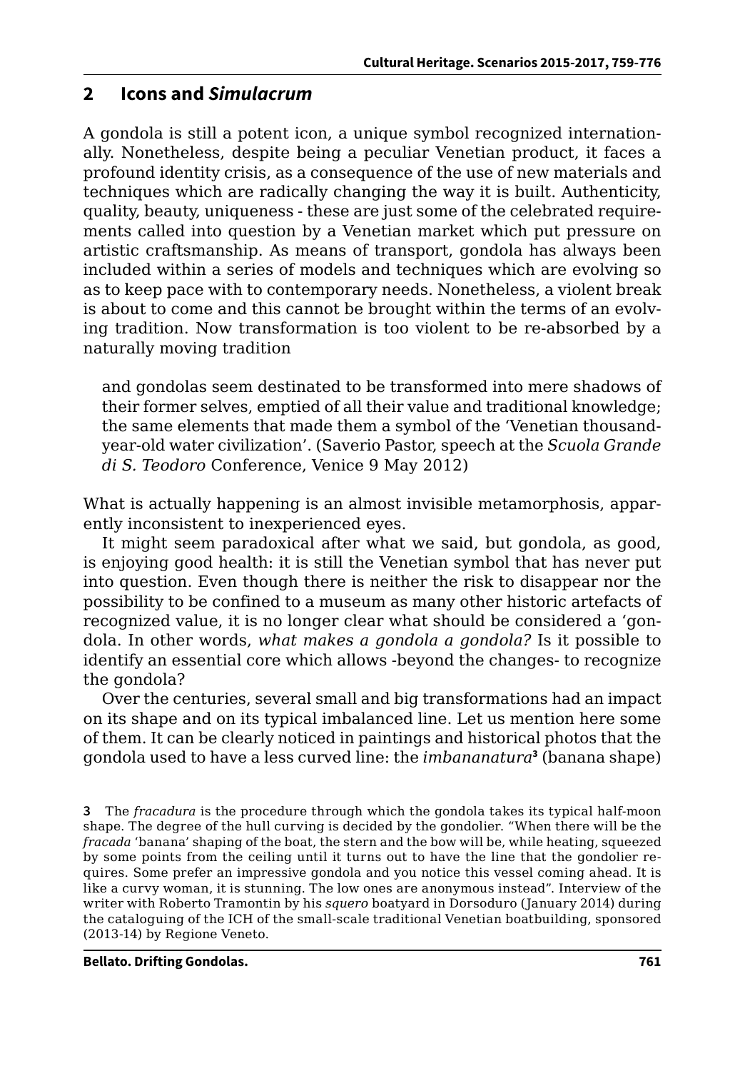## 2 Icons and *Simulacrum*

A gondola is still a potent icon, a unique symbol recognized internationally. Nonetheless, despite being a peculiar Venetian product, it faces a profound identity crisis, as a consequence of the use of new materials and techniques which are radically changing the way it is built. Authenticity, quality, beauty, uniqueness - these are just some of the celebrated requirements called into question by a Venetian market which put pressure on artistic craftsmanship. As means of transport, gondola has always been included within a series of models and techniques which are evolving so as to keep pace with to contemporary needs. Nonetheless, a violent break is about to come and this cannot be brought within the terms of an evolving tradition. Now transformation is too violent to be re-absorbed by a naturally moving tradition

> and gondolas seem destinated to be transformed into mere shadows of their former selves, emptied of all their value and traditional knowledge; the same elements that made them a symbol of the 'Venetian thousand-year-old water civilization'. (Saverio Pastor, speech at the *Scuola Grande di S. Teodoro* Conference, Venice 9 May 2012)

What is actually happening is an almost invisible metamorphosis, apparently inconsistent to inexperienced eyes.

It might seem paradoxical after what we said, but gondola, as good, is enjoying good health: it is still the Venetian symbol that has never put into question. Even though there is neither the risk to disappear nor the possibility to be confined to a museum as many other historic artefacts of recognized value, it is no longer clear what should be considered a 'gondola. In other words, *what makes a gondola a gondola?* Is it possible to identify an essential core which allows -beyond the changes- to recognize the gondola?

Over the centuries, several small and big transformations had an impact on its shape and on its typical imbalanced line. Let us mention here some of them. It can be clearly noticed in paintings and historical photos that the gondola used to have a less curved line: the *imbananatura*[3] (banana shape)

---

[3] The *fracadura* is the procedure through which the gondola takes its typical half-moon shape. The degree of the hull curving is decided by the gondolier. "When there will be the *fracada* 'banana' shaping of the boat, the stern and the bow will be, while heating, squeezed by some points from the ceiling until it turns out to have the line that the gondolier requires. Some prefer an impressive gondola and you notice this vessel coming ahead. It is like a curvy woman, it is stunning. The low ones are anonymous instead". Interview of the writer with Roberto Tramontin by his *squero* boatyard in Dorsoduro (January 2014) during the cataloguing of the ICH of the small-scale traditional Venetian boatbuilding, sponsored (2013-14) by Regione Veneto.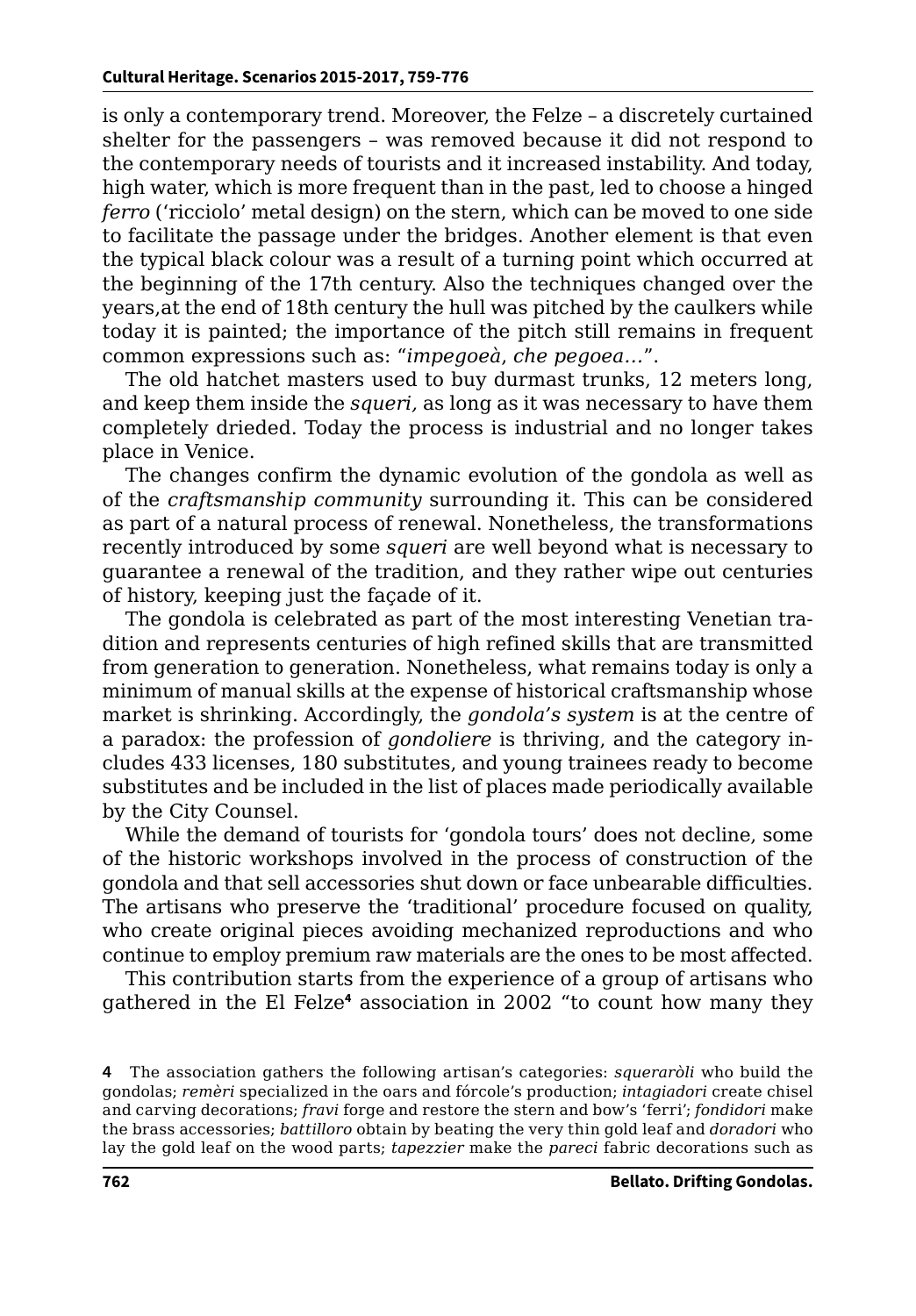is only a contemporary trend. Moreover, the Felze – a discretely curtained shelter for the passengers – was removed because it did not respond to the contemporary needs of tourists and it increased instability. And today, high water, which is more frequent than in the past, led to choose a hinged *ferro* ('ricciolo' metal design) on the stern, which can be moved to one side to facilitate the passage under the bridges. Another element is that even the typical black colour was a result of a turning point which occurred at the beginning of the 17th century. Also the techniques changed over the years,at the end of 18th century the hull was pitched by the caulkers while today it is painted; the importance of the pitch still remains in frequent common expressions such as: "*impegoeà*, *che pegoea*…".

The old hatchet masters used to buy durmast trunks, 12 meters long, and keep them inside the *squeri,* as long as it was necessary to have them completely drieded. Today the process is industrial and no longer takes place in Venice.

The changes confirm the dynamic evolution of the gondola as well as of the *craftsmanship community* surrounding it. This can be considered as part of a natural process of renewal. Nonetheless, the transformations recently introduced by some *squeri* are well beyond what is necessary to guarantee a renewal of the tradition, and they rather wipe out centuries of history, keeping just the façade of it.

The gondola is celebrated as part of the most interesting Venetian tradition and represents centuries of high refined skills that are transmitted from generation to generation. Nonetheless, what remains today is only a minimum of manual skills at the expense of historical craftsmanship whose market is shrinking. Accordingly, the *gondola's system* is at the centre of a paradox: the profession of *gondoliere* is thriving, and the category includes 433 licenses, 180 substitutes, and young trainees ready to become substitutes and be included in the list of places made periodically available by the City Counsel.

While the demand of tourists for 'gondola tours' does not decline, some of the historic workshops involved in the process of construction of the gondola and that sell accessories shut down or face unbearable difficulties. The artisans who preserve the 'traditional' procedure focused on quality, who create original pieces avoiding mechanized reproductions and who continue to employ premium raw materials are the ones to be most affected.

This contribution starts from the experience of a group of artisans who gathered in the El Felze[4] association in 2002 "to count how many they

4 The association gathers the following artisan's categories: *squeraròli* who build the gondolas; *remèri* specialized in the oars and fórcole's production; *intagiadori* create chisel and carving decorations; *fravi* forge and restore the stern and bow's 'ferri'; *fondidori* make the brass accessories; *battilloro* obtain by beating the very thin gold leaf and *doradori* who lay the gold leaf on the wood parts; *tapezzier* make the *pareci* fabric decorations such as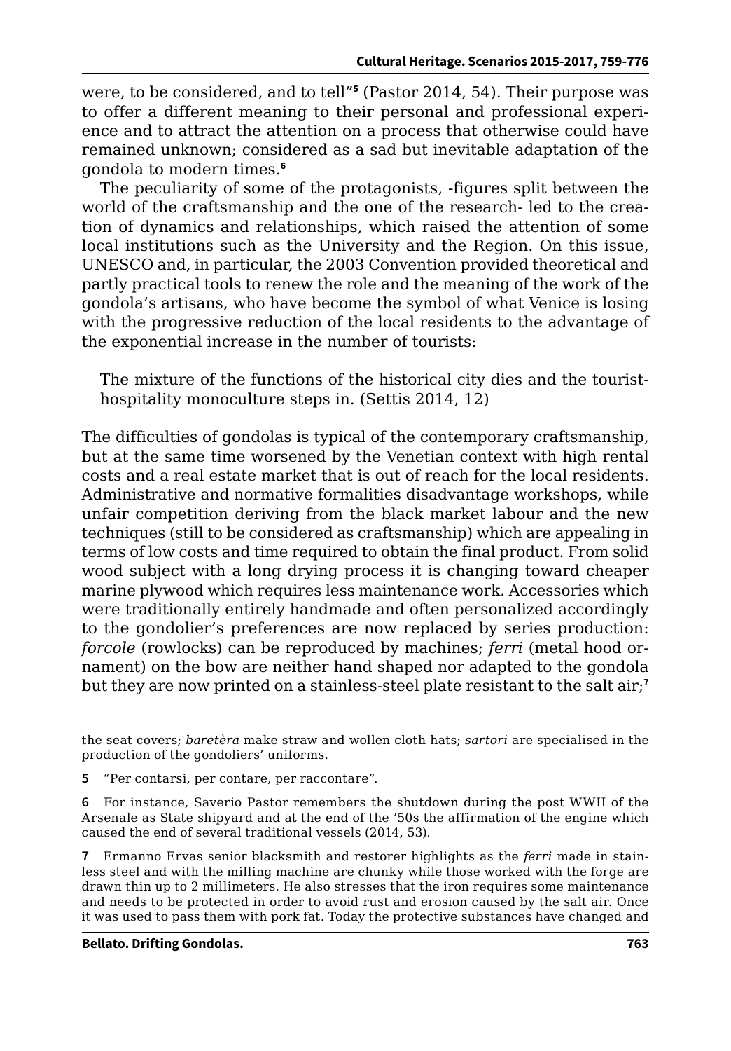were, to be considered, and to tell"[5] (Pastor 2014, 54). Their purpose was to offer a different meaning to their personal and professional experience and to attract the attention on a process that otherwise could have remained unknown; considered as a sad but inevitable adaptation of the gondola to modern times.[6]

The peculiarity of some of the protagonists, -figures split between the world of the craftsmanship and the one of the research- led to the creation of dynamics and relationships, which raised the attention of some local institutions such as the University and the Region. On this issue, UNESCO and, in particular, the 2003 Convention provided theoretical and partly practical tools to renew the role and the meaning of the work of the gondola's artisans, who have become the symbol of what Venice is losing with the progressive reduction of the local residents to the advantage of the exponential increase in the number of tourists:

> The mixture of the functions of the historical city dies and the tourist-hospitality monoculture steps in. (Settis 2014, 12)

The difficulties of gondolas is typical of the contemporary craftsmanship, but at the same time worsened by the Venetian context with high rental costs and a real estate market that is out of reach for the local residents. Administrative and normative formalities disadvantage workshops, while unfair competition deriving from the black market labour and the new techniques (still to be considered as craftsmanship) which are appealing in terms of low costs and time required to obtain the final product. From solid wood subject with a long drying process it is changing toward cheaper marine plywood which requires less maintenance work. Accessories which were traditionally entirely handmade and often personalized accordingly to the gondolier's preferences are now replaced by series production: *forcole* (rowlocks) can be reproduced by machines; *ferri* (metal hood ornament) on the bow are neither hand shaped nor adapted to the gondola but they are now printed on a stainless-steel plate resistant to the salt air;[7]

the seat covers; *baretèra* make straw and wollen cloth hats; *sartori* are specialised in the production of the gondoliers' uniforms.

5 "Per contarsi, per contare, per raccontare".

6 For instance, Saverio Pastor remembers the shutdown during the post WWII of the Arsenale as State shipyard and at the end of the '50s the affirmation of the engine which caused the end of several traditional vessels (2014, 53).

7 Ermanno Ervas senior blacksmith and restorer highlights as the *ferri* made in stainless steel and with the milling machine are chunky while those worked with the forge are drawn thin up to 2 millimeters. He also stresses that the iron requires some maintenance and needs to be protected in order to avoid rust and erosion caused by the salt air. Once it was used to pass them with pork fat. Today the protective substances have changed and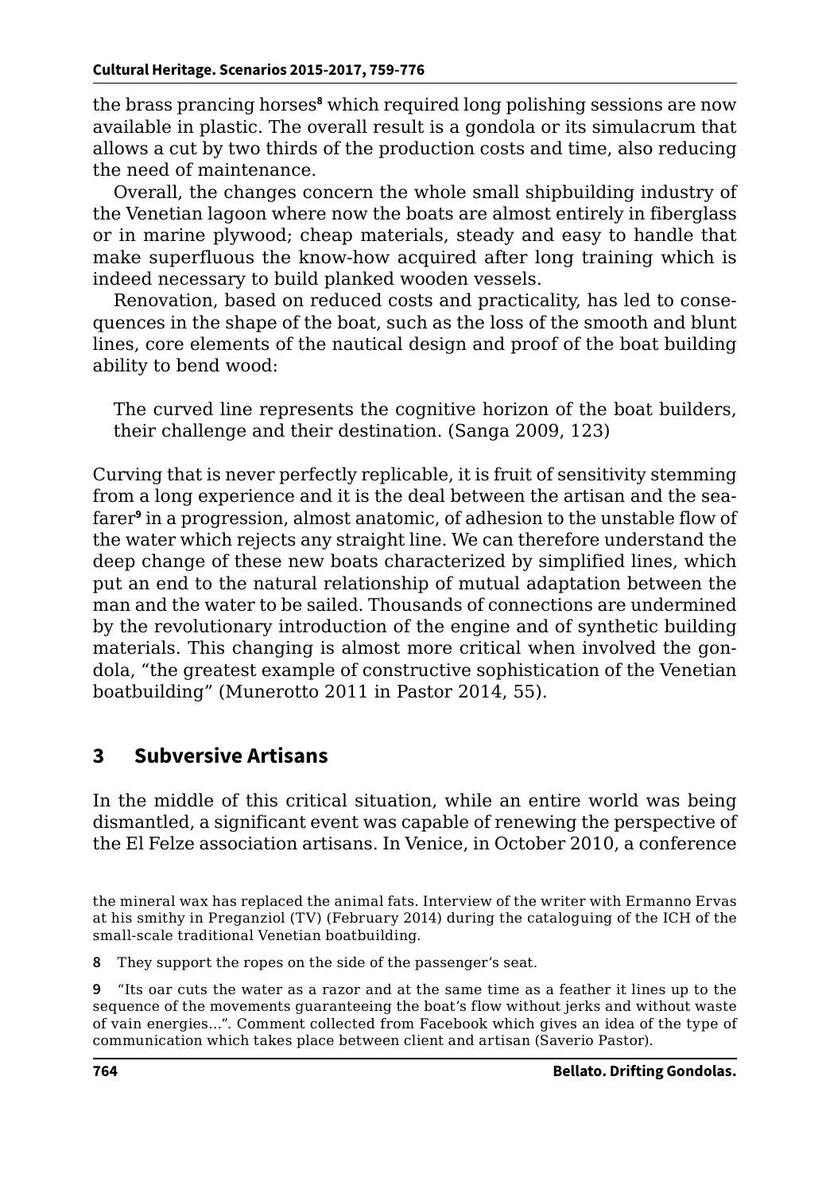the brass prancing horses[8] which required long polishing sessions are now available in plastic. The overall result is a gondola or its simulacrum that allows a cut by two thirds of the production costs and time, also reducing the need of maintenance.

Overall, the changes concern the whole small shipbuilding industry of the Venetian lagoon where now the boats are almost entirely in fiberglass or in marine plywood; cheap materials, steady and easy to handle that make superfluous the know-how acquired after long training which is indeed necessary to build planked wooden vessels.

Renovation, based on reduced costs and practicality, has led to consequences in the shape of the boat, such as the loss of the smooth and blunt lines, core elements of the nautical design and proof of the boat building ability to bend wood:

> The curved line represents the cognitive horizon of the boat builders, their challenge and their destination. (Sanga 2009, 123)

Curving that is never perfectly replicable, it is fruit of sensitivity stemming from a long experience and it is the deal between the artisan and the seafarer[9] in a progression, almost anatomic, of adhesion to the unstable flow of the water which rejects any straight line. We can therefore understand the deep change of these new boats characterized by simplified lines, which put an end to the natural relationship of mutual adaptation between the man and the water to be sailed. Thousands of connections are undermined by the revolutionary introduction of the engine and of synthetic building materials. This changing is almost more critical when involved the gondola, "the greatest example of constructive sophistication of the Venetian boatbuilding" (Munerotto 2011 in Pastor 2014, 55).

## 3 Subversive Artisans

In the middle of this critical situation, while an entire world was being dismantled, a significant event was capable of renewing the perspective of the El Felze association artisans. In Venice, in October 2010, a conference

---

the mineral wax has replaced the animal fats. Interview of the writer with Ermanno Ervas at his smithy in Preganziol (TV) (February 2014) during the cataloguing of the ICH of the small-scale traditional Venetian boatbuilding.

8 They support the ropes on the side of the passenger's seat.

9 "Its oar cuts the water as a razor and at the same time as a feather it lines up to the sequence of the movements guaranteeing the boat's flow without jerks and without waste of vain energies…". Comment collected from Facebook which gives an idea of the type of communication which takes place between client and artisan (Saverio Pastor).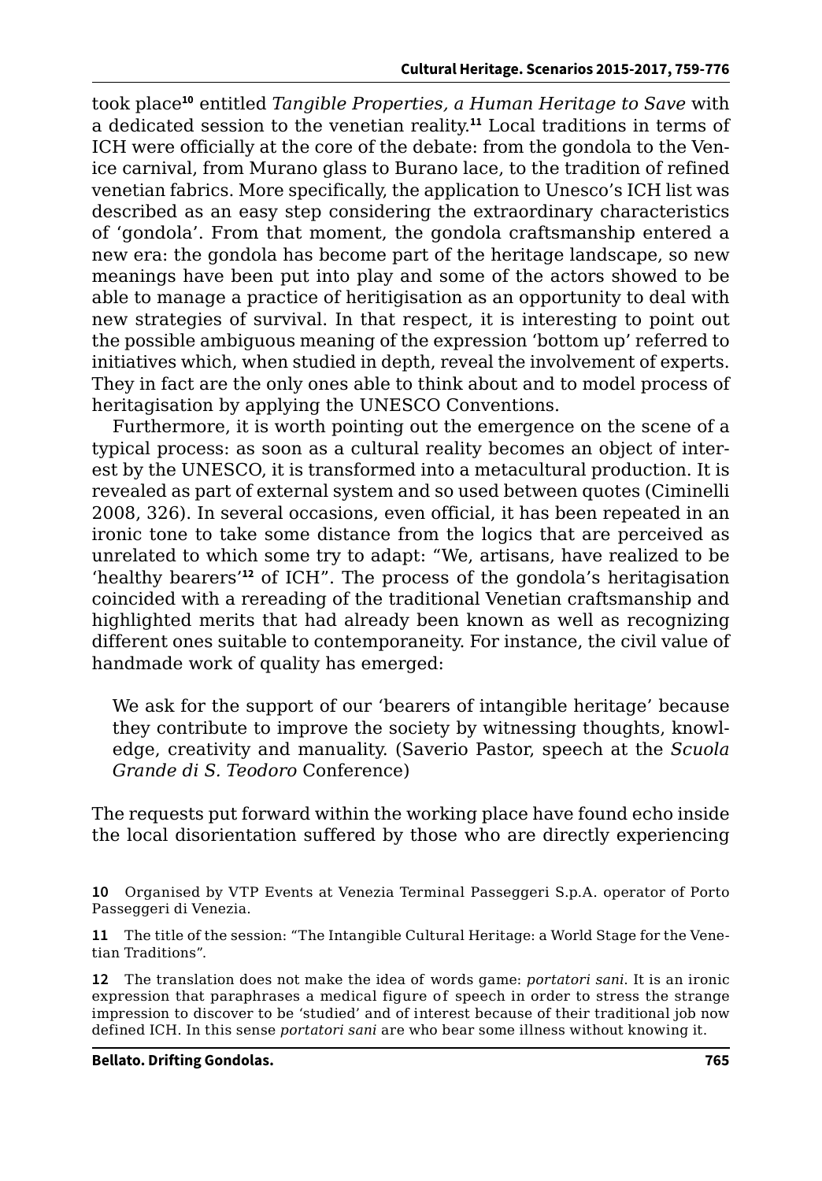took place[10] entitled *Tangible Properties, a Human Heritage to Save* with a dedicated session to the venetian reality.[11] Local traditions in terms of ICH were officially at the core of the debate: from the gondola to the Venice carnival, from Murano glass to Burano lace, to the tradition of refined venetian fabrics. More specifically, the application to Unesco's ICH list was described as an easy step considering the extraordinary characteristics of 'gondola'. From that moment, the gondola craftsmanship entered a new era: the gondola has become part of the heritage landscape, so new meanings have been put into play and some of the actors showed to be able to manage a practice of heritigisation as an opportunity to deal with new strategies of survival. In that respect, it is interesting to point out the possible ambiguous meaning of the expression 'bottom up' referred to initiatives which, when studied in depth, reveal the involvement of experts. They in fact are the only ones able to think about and to model process of heritagisation by applying the UNESCO Conventions.

Furthermore, it is worth pointing out the emergence on the scene of a typical process: as soon as a cultural reality becomes an object of interest by the UNESCO, it is transformed into a metacultural production. It is revealed as part of external system and so used between quotes (Ciminelli 2008, 326). In several occasions, even official, it has been repeated in an ironic tone to take some distance from the logics that are perceived as unrelated to which some try to adapt: "We, artisans, have realized to be 'healthy bearers'[12] of ICH". The process of the gondola's heritagisation coincided with a rereading of the traditional Venetian craftsmanship and highlighted merits that had already been known as well as recognizing different ones suitable to contemporaneity. For instance, the civil value of handmade work of quality has emerged:

> We ask for the support of our 'bearers of intangible heritage' because they contribute to improve the society by witnessing thoughts, knowledge, creativity and manuality. (Saverio Pastor, speech at the *Scuola Grande di S. Teodoro* Conference)

The requests put forward within the working place have found echo inside the local disorientation suffered by those who are directly experiencing

---

**10** Organised by VTP Events at Venezia Terminal Passeggeri S.p.A. operator of Porto Passeggeri di Venezia.

**11** The title of the session: "The Intangible Cultural Heritage: a World Stage for the Venetian Traditions".

**12** The translation does not make the idea of words game: *portatori sani*. It is an ironic expression that paraphrases a medical figure of speech in order to stress the strange impression to discover to be 'studied' and of interest because of their traditional job now defined ICH. In this sense *portatori sani* are who bear some illness without knowing it.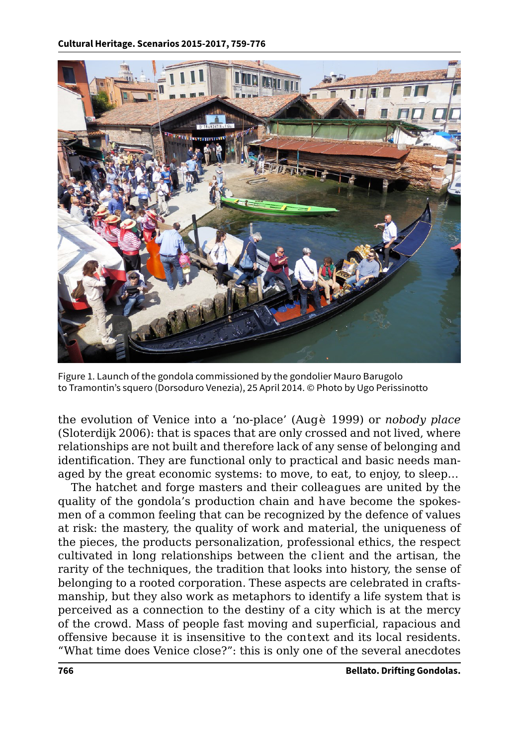Figure 1. Launch of the gondola commissioned by the gondolier Mauro Barugolo to Tramontin's squero (Dorsoduro Venezia), 25 April 2014. © Photo by Ugo Perissinotto

the evolution of Venice into a 'no-place' (Augè 1999) or *nobody place* (Sloterdijk 2006): that is spaces that are only crossed and not lived, where relationships are not built and therefore lack of any sense of belonging and identification. They are functional only to practical and basic needs managed by the great economic systems: to move, to eat, to enjoy, to sleep…

The hatchet and forge masters and their colleagues are united by the quality of the gondola's production chain and have become the spokesmen of a common feeling that can be recognized by the defence of values at risk: the mastery, the quality of work and material, the uniqueness of the pieces, the products personalization, professional ethics, the respect cultivated in long relationships between the client and the artisan, the rarity of the techniques, the tradition that looks into history, the sense of belonging to a rooted corporation. These aspects are celebrated in craftsmanship, but they also work as metaphors to identify a life system that is perceived as a connection to the destiny of a city which is at the mercy of the crowd. Mass of people fast moving and superficial, rapacious and offensive because it is insensitive to the context and its local residents. "What time does Venice close?": this is only one of the several anecdotes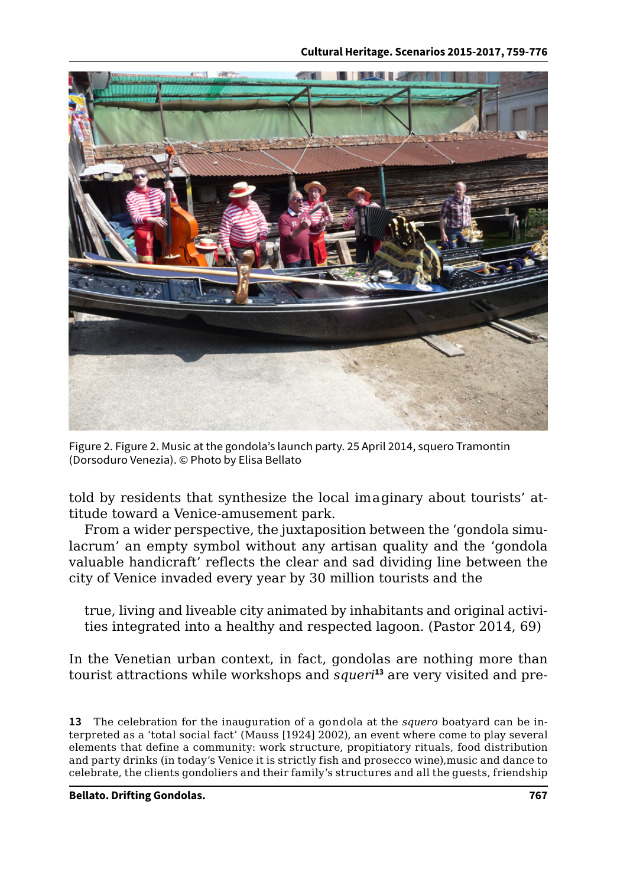Figure 2. Figure 2. Music at the gondola's launch party. 25 April 2014, squero Tramontin (Dorsoduro Venezia). © Photo by Elisa Bellato

told by residents that synthesize the local imaginary about tourists' attitude toward a Venice-amusement park.

From a wider perspective, the juxtaposition between the 'gondola simulacrum' an empty symbol without any artisan quality and the 'gondola valuable handicraft' reflects the clear and sad dividing line between the city of Venice invaded every year by 30 million tourists and the

> true, living and liveable city animated by inhabitants and original activities integrated into a healthy and respected lagoon. (Pastor 2014, 69)

In the Venetian urban context, in fact, gondolas are nothing more than tourist attractions while workshops and *squeri*[13] are very visited and pre-

**13** The celebration for the inauguration of a gondola at the *squero* boatyard can be interpreted as a 'total social fact' (Mauss [1924] 2002), an event where come to play several elements that define a community: work structure, propitiatory rituals, food distribution and party drinks (in today's Venice it is strictly fish and prosecco wine),music and dance to celebrate, the clients gondoliers and their family's structures and all the guests, friendship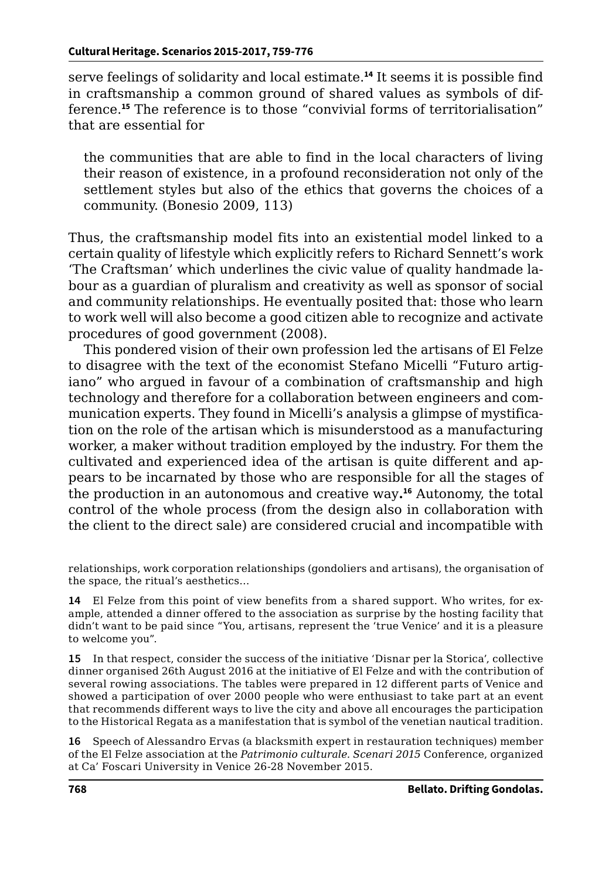serve feelings of solidarity and local estimate.[14] It seems it is possible find in craftsmanship a common ground of shared values as symbols of difference.[15] The reference is to those "convivial forms of territorialisation" that are essential for

> the communities that are able to find in the local characters of living their reason of existence, in a profound reconsideration not only of the settlement styles but also of the ethics that governs the choices of a community. (Bonesio 2009, 113)

Thus, the craftsmanship model fits into an existential model linked to a certain quality of lifestyle which explicitly refers to Richard Sennett's work 'The Craftsman' which underlines the civic value of quality handmade labour as a guardian of pluralism and creativity as well as sponsor of social and community relationships. He eventually posited that: those who learn to work well will also become a good citizen able to recognize and activate procedures of good government (2008).

This pondered vision of their own profession led the artisans of El Felze to disagree with the text of the economist Stefano Micelli "Futuro artigiano" who argued in favour of a combination of craftsmanship and high technology and therefore for a collaboration between engineers and communication experts. They found in Micelli's analysis a glimpse of mystification on the role of the artisan which is misunderstood as a manufacturing worker, a maker without tradition employed by the industry. For them the cultivated and experienced idea of the artisan is quite different and appears to be incarnated by those who are responsible for all the stages of the production in an autonomous and creative way.[16] Autonomy, the total control of the whole process (from the design also in collaboration with the client to the direct sale) are considered crucial and incompatible with

relationships, work corporation relationships (gondoliers and artisans), the organisation of the space, the ritual's aesthetics…

**14** El Felze from this point of view benefits from a shared support. Who writes, for example, attended a dinner offered to the association as surprise by the hosting facility that didn't want to be paid since "You, artisans, represent the 'true Venice' and it is a pleasure to welcome you".

**15** In that respect, consider the success of the initiative 'Disnar per la Storica', collective dinner organised 26th August 2016 at the initiative of El Felze and with the contribution of several rowing associations. The tables were prepared in 12 different parts of Venice and showed a participation of over 2000 people who were enthusiast to take part at an event that recommends different ways to live the city and above all encourages the participation to the Historical Regata as a manifestation that is symbol of the venetian nautical tradition.

**16** Speech of Alessandro Ervas (a blacksmith expert in restauration techniques) member of the El Felze association at the *Patrimonio culturale. Scenari 2015* Conference, organized at Ca' Foscari University in Venice 26-28 November 2015.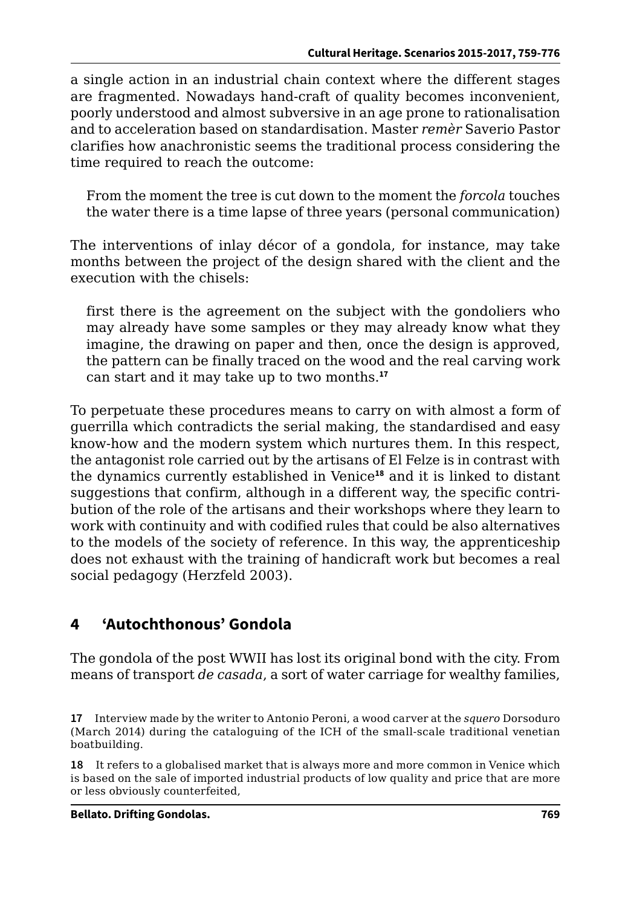a single action in an industrial chain context where the different stages are fragmented. Nowadays hand-craft of quality becomes inconvenient, poorly understood and almost subversive in an age prone to rationalisation and to acceleration based on standardisation. Master *remèr* Saverio Pastor clarifies how anachronistic seems the traditional process considering the time required to reach the outcome:

> From the moment the tree is cut down to the moment the *forcola* touches the water there is a time lapse of three years (personal communication)

The interventions of inlay décor of a gondola, for instance, may take months between the project of the design shared with the client and the execution with the chisels:

> first there is the agreement on the subject with the gondoliers who may already have some samples or they may already know what they imagine, the drawing on paper and then, once the design is approved, the pattern can be finally traced on the wood and the real carving work can start and it may take up to two months.[17]

To perpetuate these procedures means to carry on with almost a form of guerrilla which contradicts the serial making, the standardised and easy know-how and the modern system which nurtures them. In this respect, the antagonist role carried out by the artisans of El Felze is in contrast with the dynamics currently established in Venice[18] and it is linked to distant suggestions that confirm, although in a different way, the specific contribution of the role of the artisans and their workshops where they learn to work with continuity and with codified rules that could be also alternatives to the models of the society of reference. In this way, the apprenticeship does not exhaust with the training of handicraft work but becomes a real social pedagogy (Herzfeld 2003).

## 4 'Autochthonous' Gondola

The gondola of the post WWII has lost its original bond with the city. From means of transport *de casada*, a sort of water carriage for wealthy families,

**17** Interview made by the writer to Antonio Peroni, a wood carver at the *squero* Dorsoduro (March 2014) during the cataloguing of the ICH of the small-scale traditional venetian boatbuilding.

**18** It refers to a globalised market that is always more and more common in Venice which is based on the sale of imported industrial products of low quality and price that are more or less obviously counterfeited,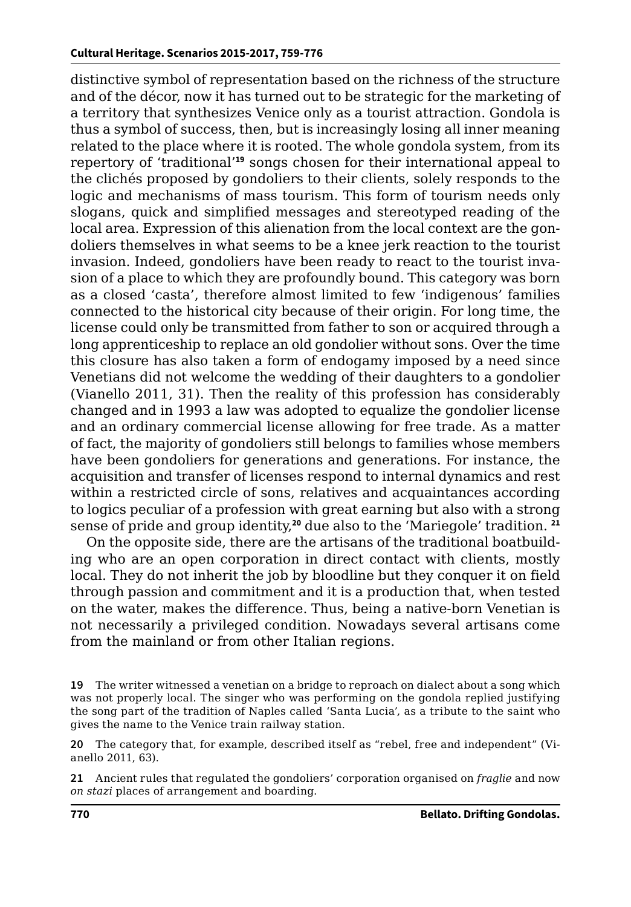distinctive symbol of representation based on the richness of the structure and of the décor, now it has turned out to be strategic for the marketing of a territory that synthesizes Venice only as a tourist attraction. Gondola is thus a symbol of success, then, but is increasingly losing all inner meaning related to the place where it is rooted. The whole gondola system, from its repertory of 'traditional'[19] songs chosen for their international appeal to the clichés proposed by gondoliers to their clients, solely responds to the logic and mechanisms of mass tourism. This form of tourism needs only slogans, quick and simplified messages and stereotyped reading of the local area. Expression of this alienation from the local context are the gondoliers themselves in what seems to be a knee jerk reaction to the tourist invasion. Indeed, gondoliers have been ready to react to the tourist invasion of a place to which they are profoundly bound. This category was born as a closed 'casta', therefore almost limited to few 'indigenous' families connected to the historical city because of their origin. For long time, the license could only be transmitted from father to son or acquired through a long apprenticeship to replace an old gondolier without sons. Over the time this closure has also taken a form of endogamy imposed by a need since Venetians did not welcome the wedding of their daughters to a gondolier (Vianello 2011, 31). Then the reality of this profession has considerably changed and in 1993 a law was adopted to equalize the gondolier license and an ordinary commercial license allowing for free trade. As a matter of fact, the majority of gondoliers still belongs to families whose members have been gondoliers for generations and generations. For instance, the acquisition and transfer of licenses respond to internal dynamics and rest within a restricted circle of sons, relatives and acquaintances according to logics peculiar of a profession with great earning but also with a strong sense of pride and group identity,[20] due also to the 'Mariegole' tradition.[21]

On the opposite side, there are the artisans of the traditional boatbuilding who are an open corporation in direct contact with clients, mostly local. They do not inherit the job by bloodline but they conquer it on field through passion and commitment and it is a production that, when tested on the water, makes the difference. Thus, being a native-born Venetian is not necessarily a privileged condition. Nowadays several artisans come from the mainland or from other Italian regions.

---

19 The writer witnessed a venetian on a bridge to reproach on dialect about a song which was not properly local. The singer who was performing on the gondola replied justifying the song part of the tradition of Naples called 'Santa Lucia', as a tribute to the saint who gives the name to the Venice train railway station.

20 The category that, for example, described itself as "rebel, free and independent" (Vianello 2011, 63).

21 Ancient rules that regulated the gondoliers' corporation organised on *fraglie* and now *on stazi* places of arrangement and boarding.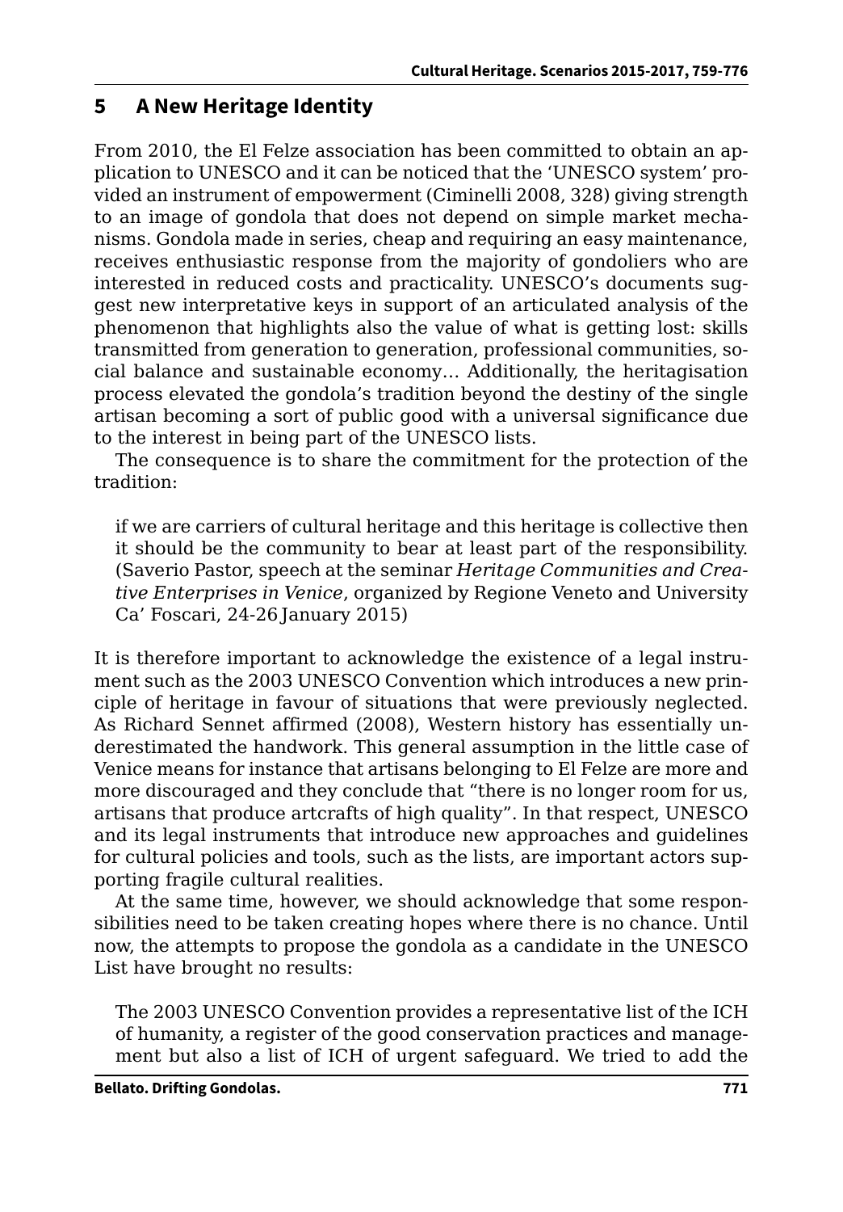## 5 A New Heritage Identity

From 2010, the El Felze association has been committed to obtain an application to UNESCO and it can be noticed that the 'UNESCO system' provided an instrument of empowerment (Ciminelli 2008, 328) giving strength to an image of gondola that does not depend on simple market mechanisms. Gondola made in series, cheap and requiring an easy maintenance, receives enthusiastic response from the majority of gondoliers who are interested in reduced costs and practicality. UNESCO's documents suggest new interpretative keys in support of an articulated analysis of the phenomenon that highlights also the value of what is getting lost: skills transmitted from generation to generation, professional communities, social balance and sustainable economy… Additionally, the heritagisation process elevated the gondola's tradition beyond the destiny of the single artisan becoming a sort of public good with a universal significance due to the interest in being part of the UNESCO lists.

The consequence is to share the commitment for the protection of the tradition:

> if we are carriers of cultural heritage and this heritage is collective then it should be the community to bear at least part of the responsibility. (Saverio Pastor, speech at the seminar *Heritage Communities and Creative Enterprises in Venice*, organized by Regione Veneto and University Ca' Foscari, 24-26 January 2015)

It is therefore important to acknowledge the existence of a legal instrument such as the 2003 UNESCO Convention which introduces a new principle of heritage in favour of situations that were previously neglected. As Richard Sennet affirmed (2008), Western history has essentially underestimated the handwork. This general assumption in the little case of Venice means for instance that artisans belonging to El Felze are more and more discouraged and they conclude that "there is no longer room for us, artisans that produce artcrafts of high quality". In that respect, UNESCO and its legal instruments that introduce new approaches and guidelines for cultural policies and tools, such as the lists, are important actors supporting fragile cultural realities.

At the same time, however, we should acknowledge that some responsibilities need to be taken creating hopes where there is no chance. Until now, the attempts to propose the gondola as a candidate in the UNESCO List have brought no results:

> The 2003 UNESCO Convention provides a representative list of the ICH of humanity, a register of the good conservation practices and management but also a list of ICH of urgent safeguard. We tried to add the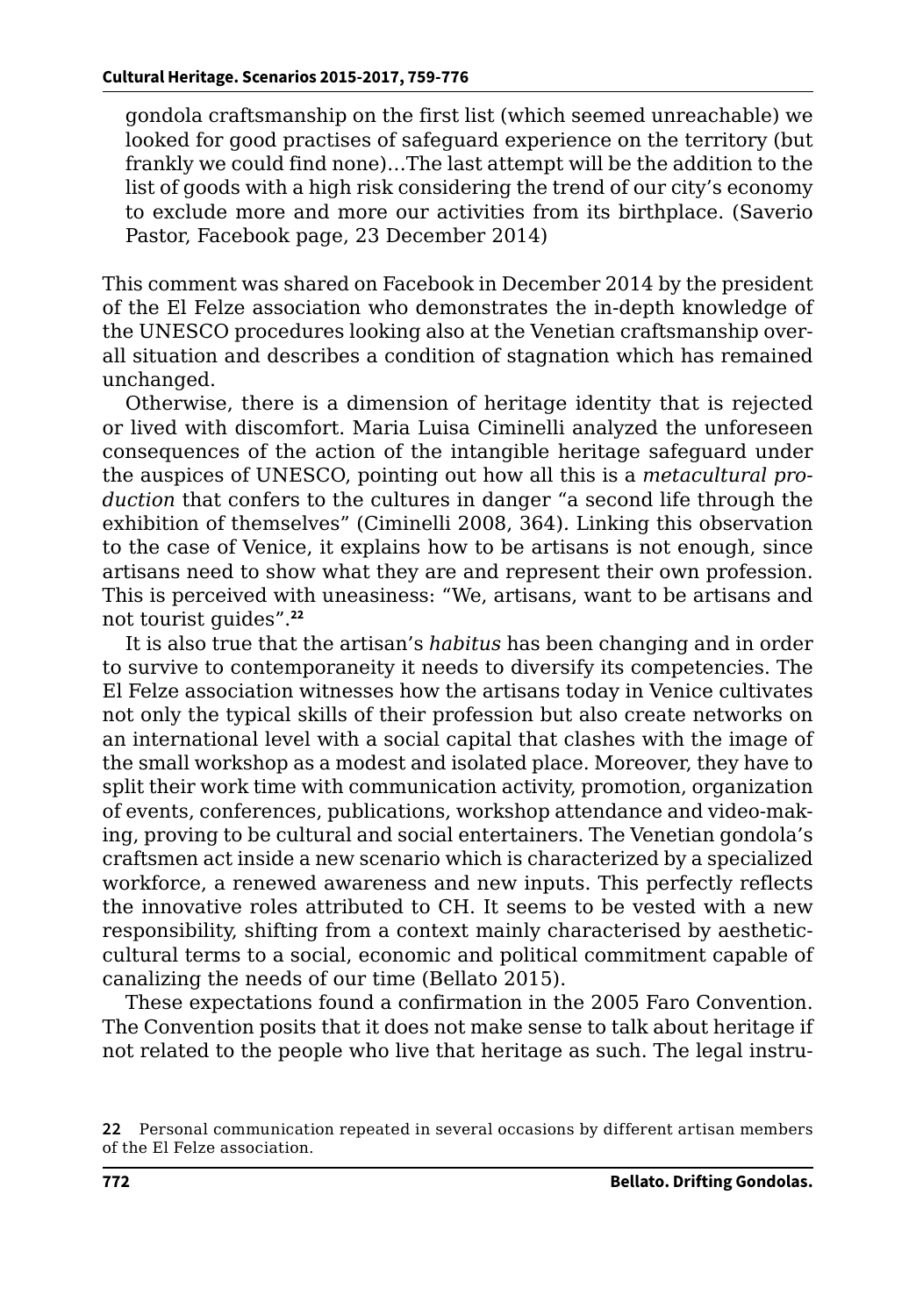> gondola craftsmanship on the first list (which seemed unreachable) we looked for good practises of safeguard experience on the territory (but frankly we could find none)…The last attempt will be the addition to the list of goods with a high risk considering the trend of our city's economy to exclude more and more our activities from its birthplace. (Saverio Pastor, Facebook page, 23 December 2014)

This comment was shared on Facebook in December 2014 by the president of the El Felze association who demonstrates the in-depth knowledge of the UNESCO procedures looking also at the Venetian craftsmanship overall situation and describes a condition of stagnation which has remained unchanged.

Otherwise, there is a dimension of heritage identity that is rejected or lived with discomfort. Maria Luisa Ciminelli analyzed the unforeseen consequences of the action of the intangible heritage safeguard under the auspices of UNESCO, pointing out how all this is a *metacultural production* that confers to the cultures in danger "a second life through the exhibition of themselves" (Ciminelli 2008, 364). Linking this observation to the case of Venice, it explains how to be artisans is not enough, since artisans need to show what they are and represent their own profession. This is perceived with uneasiness: "We, artisans, want to be artisans and not tourist guides".[22]

It is also true that the artisan's *habitus* has been changing and in order to survive to contemporaneity it needs to diversify its competencies. The El Felze association witnesses how the artisans today in Venice cultivates not only the typical skills of their profession but also create networks on an international level with a social capital that clashes with the image of the small workshop as a modest and isolated place. Moreover, they have to split their work time with communication activity, promotion, organization of events, conferences, publications, workshop attendance and video-making, proving to be cultural and social entertainers. The Venetian gondola's craftsmen act inside a new scenario which is characterized by a specialized workforce, a renewed awareness and new inputs. This perfectly reflects the innovative roles attributed to CH. It seems to be vested with a new responsibility, shifting from a context mainly characterised by aesthetic-cultural terms to a social, economic and political commitment capable of canalizing the needs of our time (Bellato 2015).

These expectations found a confirmation in the 2005 Faro Convention. The Convention posits that it does not make sense to talk about heritage if not related to the people who live that heritage as such. The legal instru-

22 Personal communication repeated in several occasions by different artisan members of the El Felze association.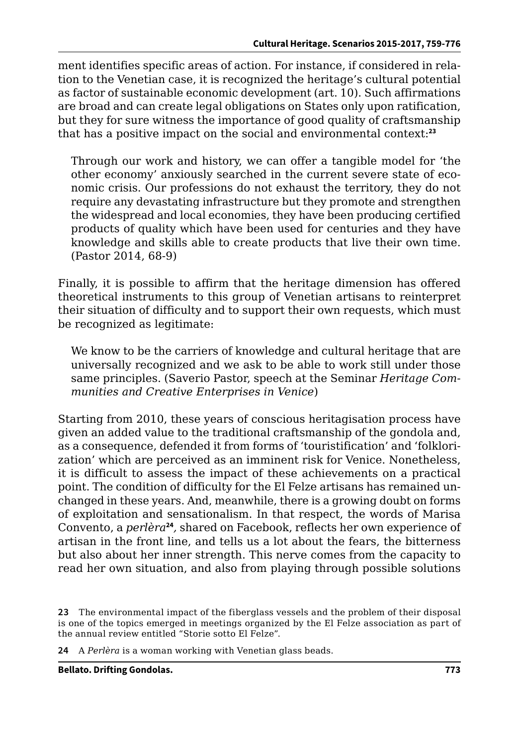ment identifies specific areas of action. For instance, if considered in relation to the Venetian case, it is recognized the heritage's cultural potential as factor of sustainable economic development (art. 10). Such affirmations are broad and can create legal obligations on States only upon ratification, but they for sure witness the importance of good quality of craftsmanship that has a positive impact on the social and environmental context:[23]

> Through our work and history, we can offer a tangible model for 'the other economy' anxiously searched in the current severe state of economic crisis. Our professions do not exhaust the territory, they do not require any devastating infrastructure but they promote and strengthen the widespread and local economies, they have been producing certified products of quality which have been used for centuries and they have knowledge and skills able to create products that live their own time. (Pastor 2014, 68-9)

Finally, it is possible to affirm that the heritage dimension has offered theoretical instruments to this group of Venetian artisans to reinterpret their situation of difficulty and to support their own requests, which must be recognized as legitimate:

> We know to be the carriers of knowledge and cultural heritage that are universally recognized and we ask to be able to work still under those same principles. (Saverio Pastor, speech at the Seminar *Heritage Communities and Creative Enterprises in Venice*)

Starting from 2010, these years of conscious heritagisation process have given an added value to the traditional craftsmanship of the gondola and, as a consequence, defended it from forms of 'touristification' and 'folklorization' which are perceived as an imminent risk for Venice. Nonetheless, it is difficult to assess the impact of these achievements on a practical point. The condition of difficulty for the El Felze artisans has remained unchanged in these years. And, meanwhile, there is a growing doubt on forms of exploitation and sensationalism. In that respect, the words of Marisa Convento, a *perlèra*[24]*,* shared on Facebook, reflects her own experience of artisan in the front line, and tells us a lot about the fears, the bitterness but also about her inner strength. This nerve comes from the capacity to read her own situation, and also from playing through possible solutions

---

**23** The environmental impact of the fiberglass vessels and the problem of their disposal is one of the topics emerged in meetings organized by the El Felze association as part of the annual review entitled "Storie sotto El Felze".

**24** A *Perlèra* is a woman working with Venetian glass beads.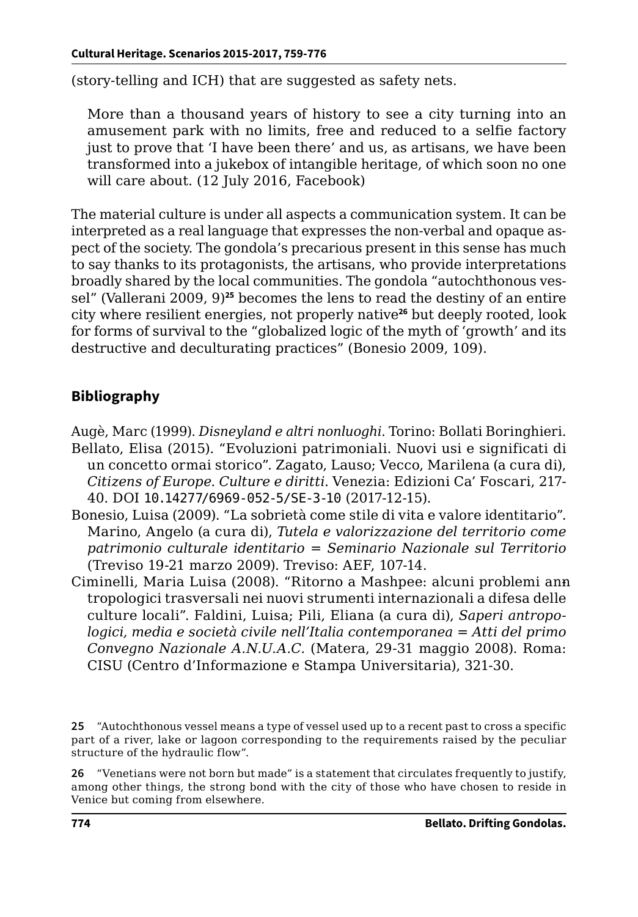(story-telling and ICH) that are suggested as safety nets.

> More than a thousand years of history to see a city turning into an amusement park with no limits, free and reduced to a selfie factory just to prove that 'I have been there' and us, as artisans, we have been transformed into a jukebox of intangible heritage, of which soon no one will care about. (12 July 2016, Facebook)

The material culture is under all aspects a communication system. It can be interpreted as a real language that expresses the non-verbal and opaque aspect of the society. The gondola's precarious present in this sense has much to say thanks to its protagonists, the artisans, who provide interpretations broadly shared by the local communities. The gondola "autochthonous vessel" (Vallerani 2009, 9)[25] becomes the lens to read the destiny of an entire city where resilient energies, not properly native[26] but deeply rooted, look for forms of survival to the "globalized logic of the myth of 'growth' and its destructive and deculturating practices" (Bonesio 2009, 109).

## Bibliography

Augè, Marc (1999). *Disneyland e altri nonluoghi*. Torino: Bollati Boringhieri.

Bellato, Elisa (2015). "Evoluzioni patrimoniali. Nuovi usi e significati di un concetto ormai storico". Zagato, Lauso; Vecco, Marilena (a cura di), *Citizens of Europe. Culture e diritti*. Venezia: Edizioni Ca' Foscari, 217-40. DOI 10.14277/6969-052-5/SE-3-10 (2017-12-15).

Bonesio, Luisa (2009). "La sobrietà come stile di vita e valore identitario". Marino, Angelo (a cura di), *Tutela e valorizzazione del territorio come patrimonio culturale identitario = Seminario Nazionale sul Territorio* (Treviso 19-21 marzo 2009). Treviso: AEF, 107-14.

Ciminelli, Maria Luisa (2008). "Ritorno a Mashpee: alcuni problemi antropologici trasversali nei nuovi strumenti internazionali a difesa delle culture locali". Faldini, Luisa; Pili, Eliana (a cura di), *Saperi antropologici, media e società civile nell'Italia contemporanea = Atti del primo Convegno Nazionale A.N.U.A.C.* (Matera, 29-31 maggio 2008). Roma: CISU (Centro d'Informazione e Stampa Universitaria), 321-30.

---

25 "Autochthonous vessel means a type of vessel used up to a recent past to cross a specific part of a river, lake or lagoon corresponding to the requirements raised by the peculiar structure of the hydraulic flow".

26 "Venetians were not born but made" is a statement that circulates frequently to justify, among other things, the strong bond with the city of those who have chosen to reside in Venice but coming from elsewhere.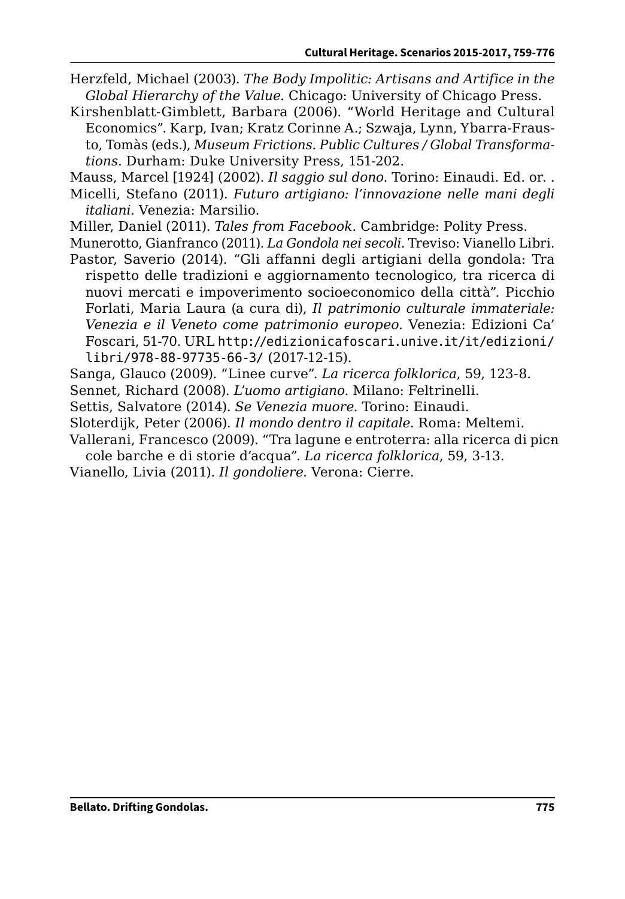Herzfeld, Michael (2003). *The Body Impolitic: Artisans and Artifice in the Global Hierarchy of the Value*. Chicago: University of Chicago Press.

Kirshenblatt-Gimblett, Barbara (2006). "World Heritage and Cultural Economics". Karp, Ivan; Kratz Corinne A.; Szwaja, Lynn, Ybarra-Frausto, Tomàs (eds.), *Museum Frictions. Public Cultures / Global Transformations*. Durham: Duke University Press, 151-202.

Mauss, Marcel [1924] (2002). *Il saggio sul dono*. Torino: Einaudi. Ed. or. .

Micelli, Stefano (2011). *Futuro artigiano: l'innovazione nelle mani degli italiani*. Venezia: Marsilio.

Miller, Daniel (2011). *Tales from Facebook*. Cambridge: Polity Press.

Munerotto, Gianfranco (2011). *La Gondola nei secoli*. Treviso: Vianello Libri.

Pastor, Saverio (2014). "Gli affanni degli artigiani della gondola: Tra rispetto delle tradizioni e aggiornamento tecnologico, tra ricerca di nuovi mercati e impoverimento socioeconomico della città". Picchio Forlati, Maria Laura (a cura di), *Il patrimonio culturale immateriale: Venezia e il Veneto come patrimonio europeo*. Venezia: Edizioni Ca' Foscari, 51-70. URL http://edizionicafoscari.unive.it/it/edizioni/libri/978-88-97735-66-3/ (2017-12-15).

Sanga, Glauco (2009). "Linee curve". *La ricerca folklorica*, 59, 123-8.

Sennet, Richard (2008). *L'uomo artigiano*. Milano: Feltrinelli.

Settis, Salvatore (2014). *Se Venezia muore*. Torino: Einaudi.

Sloterdijk, Peter (2006). *Il mondo dentro il capitale*. Roma: Meltemi.

Vallerani, Francesco (2009). "Tra lagune e entroterra: alla ricerca di piccole barche e di storie d'acqua". *La ricerca folklorica*, 59, 3-13.

Vianello, Livia (2011). *Il gondoliere*. Verona: Cierre.